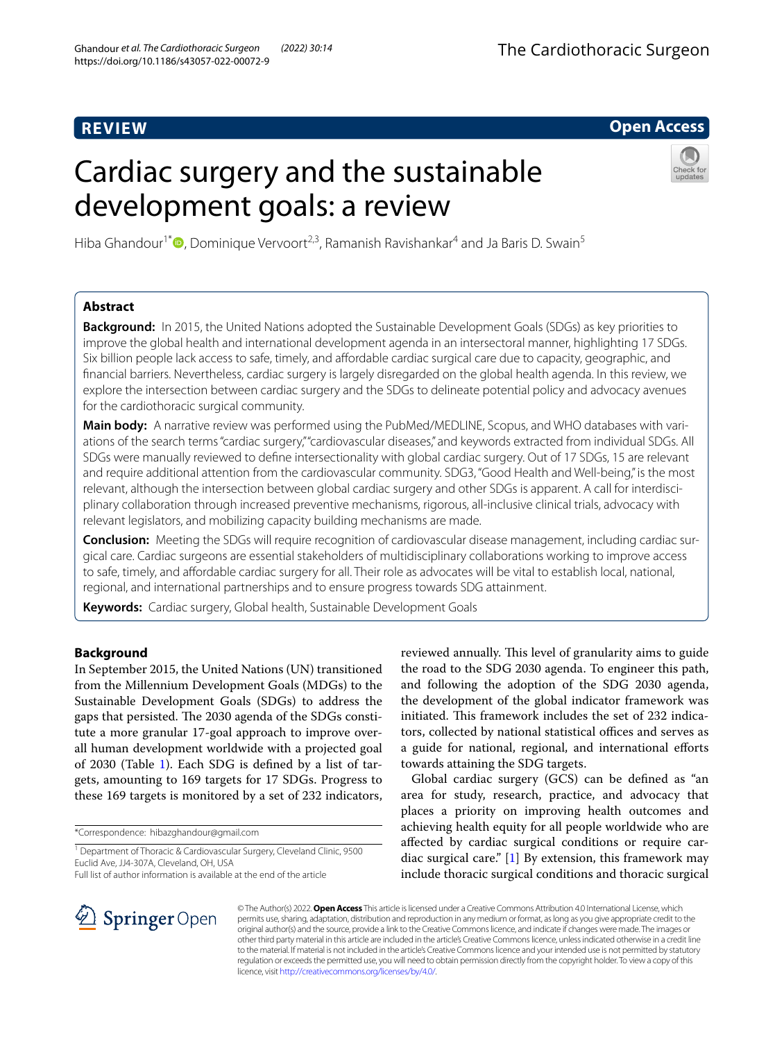REVIEW

Open Access

# Cardiac surgery and the sustainable development goals: a review

Hiba Ghandour[1*], Dominique Vervoort[2,3], Ramanish Ravishankar[4] and Ja Baris D. Swain[5]

## Abstract

**Background:** In 2015, the United Nations adopted the Sustainable Development Goals (SDGs) as key priorities to improve the global health and international development agenda in an intersectoral manner, highlighting 17 SDGs. Six billion people lack access to safe, timely, and affordable cardiac surgical care due to capacity, geographic, and financial barriers. Nevertheless, cardiac surgery is largely disregarded on the global health agenda. In this review, we explore the intersection between cardiac surgery and the SDGs to delineate potential policy and advocacy avenues for the cardiothoracic surgical community.

**Main body:** A narrative review was performed using the PubMed/MEDLINE, Scopus, and WHO databases with variations of the search terms "cardiac surgery," "cardiovascular diseases," and keywords extracted from individual SDGs. All SDGs were manually reviewed to define intersectionality with global cardiac surgery. Out of 17 SDGs, 15 are relevant and require additional attention from the cardiovascular community. SDG3, "Good Health and Well-being," is the most relevant, although the intersection between global cardiac surgery and other SDGs is apparent. A call for interdisciplinary collaboration through increased preventive mechanisms, rigorous, all-inclusive clinical trials, advocacy with relevant legislators, and mobilizing capacity building mechanisms are made.

**Conclusion:** Meeting the SDGs will require recognition of cardiovascular disease management, including cardiac surgical care. Cardiac surgeons are essential stakeholders of multidisciplinary collaborations working to improve access to safe, timely, and affordable cardiac surgery for all. Their role as advocates will be vital to establish local, national, regional, and international partnerships and to ensure progress towards SDG attainment.

**Keywords:** Cardiac surgery, Global health, Sustainable Development Goals

## Background

In September 2015, the United Nations (UN) transitioned from the Millennium Development Goals (MDGs) to the Sustainable Development Goals (SDGs) to address the gaps that persisted. The 2030 agenda of the SDGs constitute a more granular 17-goal approach to improve overall human development worldwide with a projected goal of 2030 (Table 1). Each SDG is defined by a list of targets, amounting to 169 targets for 17 SDGs. Progress to these 169 targets is monitored by a set of 232 indicators, reviewed annually. This level of granularity aims to guide the road to the SDG 2030 agenda. To engineer this path, and following the adoption of the SDG 2030 agenda, the development of the global indicator framework was initiated. This framework includes the set of 232 indicators, collected by national statistical offices and serves as a guide for national, regional, and international efforts towards attaining the SDG targets.

Global cardiac surgery (GCS) can be defined as "an area for study, research, practice, and advocacy that places a priority on improving health outcomes and achieving health equity for all people worldwide who are affected by cardiac surgical conditions or require cardiac surgical care." [1] By extension, this framework may include thoracic surgical conditions and thoracic surgical

*Correspondence: hibazghandour@gmail.com

[1] Department of Thoracic & Cardiovascular Surgery, Cleveland Clinic, 9500 Euclid Ave, JJ4-307A, Cleveland, OH, USA

Full list of author information is available at the end of the article

© The Author(s) 2022. **Open Access** This article is licensed under a Creative Commons Attribution 4.0 International License, which permits use, sharing, adaptation, distribution and reproduction in any medium or format, as long as you give appropriate credit to the original author(s) and the source, provide a link to the Creative Commons licence, and indicate if changes were made. The images or other third party material in this article are included in the article's Creative Commons licence, unless indicated otherwise in a credit line to the material. If material is not included in the article's Creative Commons licence and your intended use is not permitted by statutory regulation or exceeds the permitted use, you will need to obtain permission directly from the copyright holder. To view a copy of this licence, visit http://creativecommons.org/licenses/by/4.0/.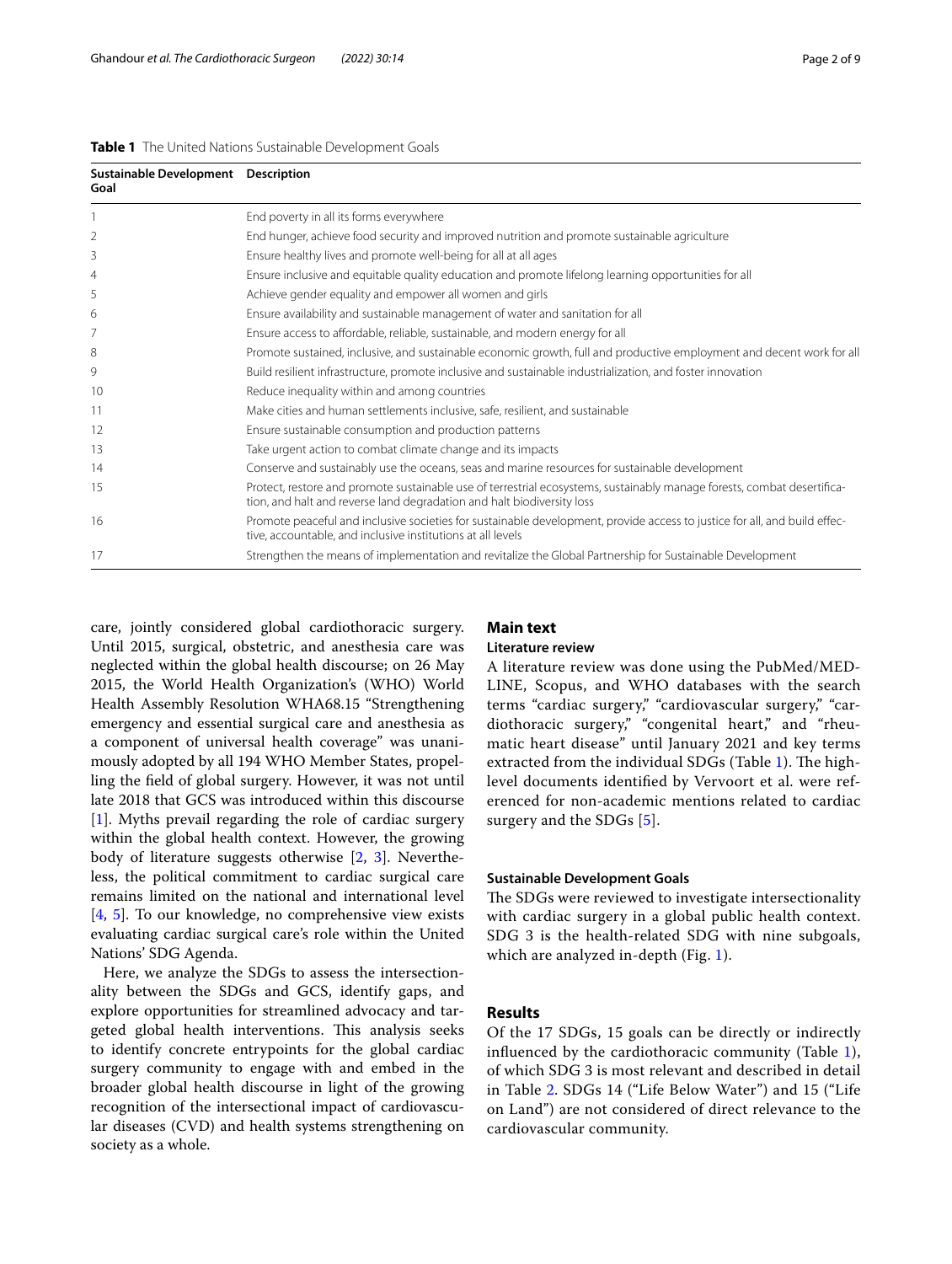**Table 1** The United Nations Sustainable Development Goals

| Sustainable Development Goal | Description |
|---|---|
| 1 | End poverty in all its forms everywhere |
| 2 | End hunger, achieve food security and improved nutrition and promote sustainable agriculture |
| 3 | Ensure healthy lives and promote well-being for all at all ages |
| 4 | Ensure inclusive and equitable quality education and promote lifelong learning opportunities for all |
| 5 | Achieve gender equality and empower all women and girls |
| 6 | Ensure availability and sustainable management of water and sanitation for all |
| 7 | Ensure access to affordable, reliable, sustainable, and modern energy for all |
| 8 | Promote sustained, inclusive, and sustainable economic growth, full and productive employment and decent work for all |
| 9 | Build resilient infrastructure, promote inclusive and sustainable industrialization, and foster innovation |
| 10 | Reduce inequality within and among countries |
| 11 | Make cities and human settlements inclusive, safe, resilient, and sustainable |
| 12 | Ensure sustainable consumption and production patterns |
| 13 | Take urgent action to combat climate change and its impacts |
| 14 | Conserve and sustainably use the oceans, seas and marine resources for sustainable development |
| 15 | Protect, restore and promote sustainable use of terrestrial ecosystems, sustainably manage forests, combat desertification, and halt and reverse land degradation and halt biodiversity loss |
| 16 | Promote peaceful and inclusive societies for sustainable development, provide access to justice for all, and build effective, accountable, and inclusive institutions at all levels |
| 17 | Strengthen the means of implementation and revitalize the Global Partnership for Sustainable Development |

care, jointly considered global cardiothoracic surgery. Until 2015, surgical, obstetric, and anesthesia care was neglected within the global health discourse; on 26 May 2015, the World Health Organization's (WHO) World Health Assembly Resolution WHA68.15 "Strengthening emergency and essential surgical care and anesthesia as a component of universal health coverage" was unanimously adopted by all 194 WHO Member States, propelling the field of global surgery. However, it was not until late 2018 that GCS was introduced within this discourse [1]. Myths prevail regarding the role of cardiac surgery within the global health context. However, the growing body of literature suggests otherwise [2, 3]. Nevertheless, the political commitment to cardiac surgical care remains limited on the national and international level [4, 5]. To our knowledge, no comprehensive view exists evaluating cardiac surgical care's role within the United Nations' SDG Agenda.

Here, we analyze the SDGs to assess the intersectionality between the SDGs and GCS, identify gaps, and explore opportunities for streamlined advocacy and targeted global health interventions. This analysis seeks to identify concrete entrypoints for the global cardiac surgery community to engage with and embed in the broader global health discourse in light of the growing recognition of the intersectional impact of cardiovascular diseases (CVD) and health systems strengthening on society as a whole.

## Main text

### Literature review

A literature review was done using the PubMed/MEDLINE, Scopus, and WHO databases with the search terms "cardiac surgery," "cardiovascular surgery," "cardiothoracic surgery," "congenital heart," and "rheumatic heart disease" until January 2021 and key terms extracted from the individual SDGs (Table 1). The high-level documents identified by Vervoort et al. were referenced for non-academic mentions related to cardiac surgery and the SDGs [5].

### Sustainable Development Goals

The SDGs were reviewed to investigate intersectionality with cardiac surgery in a global public health context. SDG 3 is the health-related SDG with nine subgoals, which are analyzed in-depth (Fig. 1).

## Results

Of the 17 SDGs, 15 goals can be directly or indirectly influenced by the cardiothoracic community (Table 1), of which SDG 3 is most relevant and described in detail in Table 2. SDGs 14 ("Life Below Water") and 15 ("Life on Land") are not considered of direct relevance to the cardiovascular community.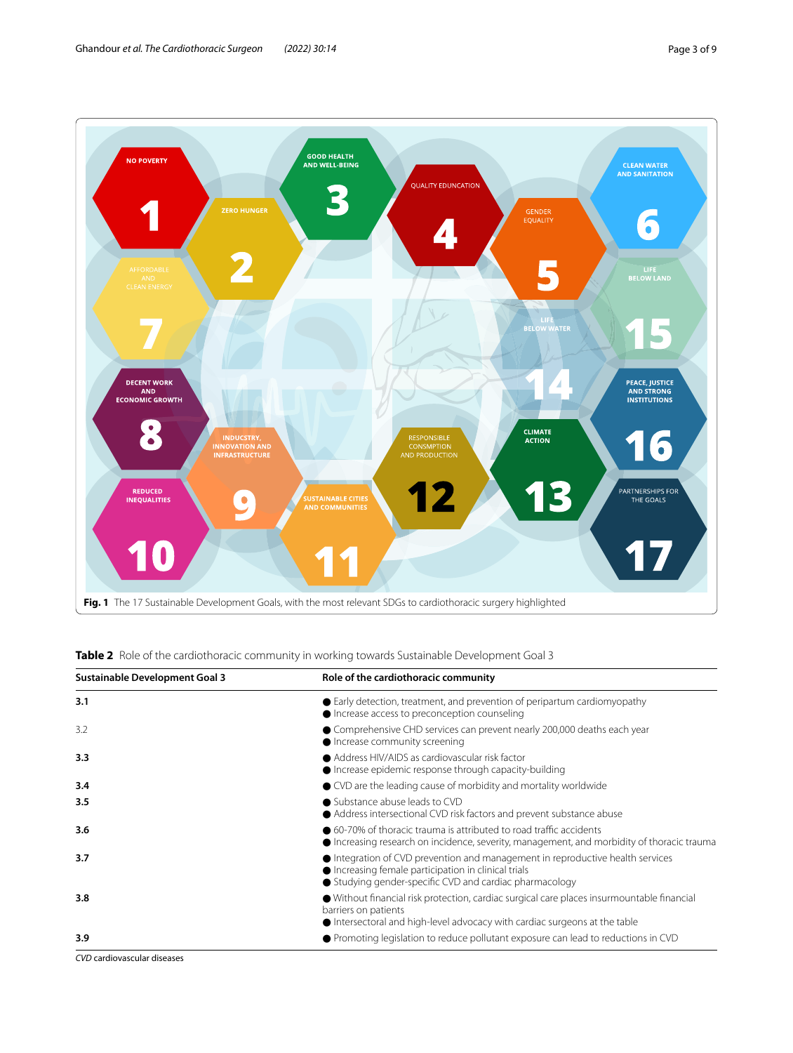Fig. 1 The 17 Sustainable Development Goals, with the most relevant SDGs to cardiothoracic surgery highlighted

**Table 2** Role of the cardiothoracic community in working towards Sustainable Development Goal 3

| Sustainable Development Goal 3 | Role of the cardiothoracic community |
|---|---|
| **3.1** | ● Early detection, treatment, and prevention of peripartum cardiomyopathy<br>● Increase access to preconception counseling |
| 3.2 | ● Comprehensive CHD services can prevent nearly 200,000 deaths each year<br>● Increase community screening |
| **3.3** | ● Address HIV/AIDS as cardiovascular risk factor<br>● Increase epidemic response through capacity-building |
| **3.4** | ● CVD are the leading cause of morbidity and mortality worldwide |
| **3.5** | ● Substance abuse leads to CVD<br>● Address intersectional CVD risk factors and prevent substance abuse |
| **3.6** | ● 60-70% of thoracic trauma is attributed to road traffic accidents<br>● Increasing research on incidence, severity, management, and morbidity of thoracic trauma |
| **3.7** | ● Integration of CVD prevention and management in reproductive health services<br>● Increasing female participation in clinical trials<br>● Studying gender-specific CVD and cardiac pharmacology |
| **3.8** | ● Without financial risk protection, cardiac surgical care places insurmountable financial barriers on patients<br>● Intersectoral and high-level advocacy with cardiac surgeons at the table |
| **3.9** | ● Promoting legislation to reduce pollutant exposure can lead to reductions in CVD |

*CVD* cardiovascular diseases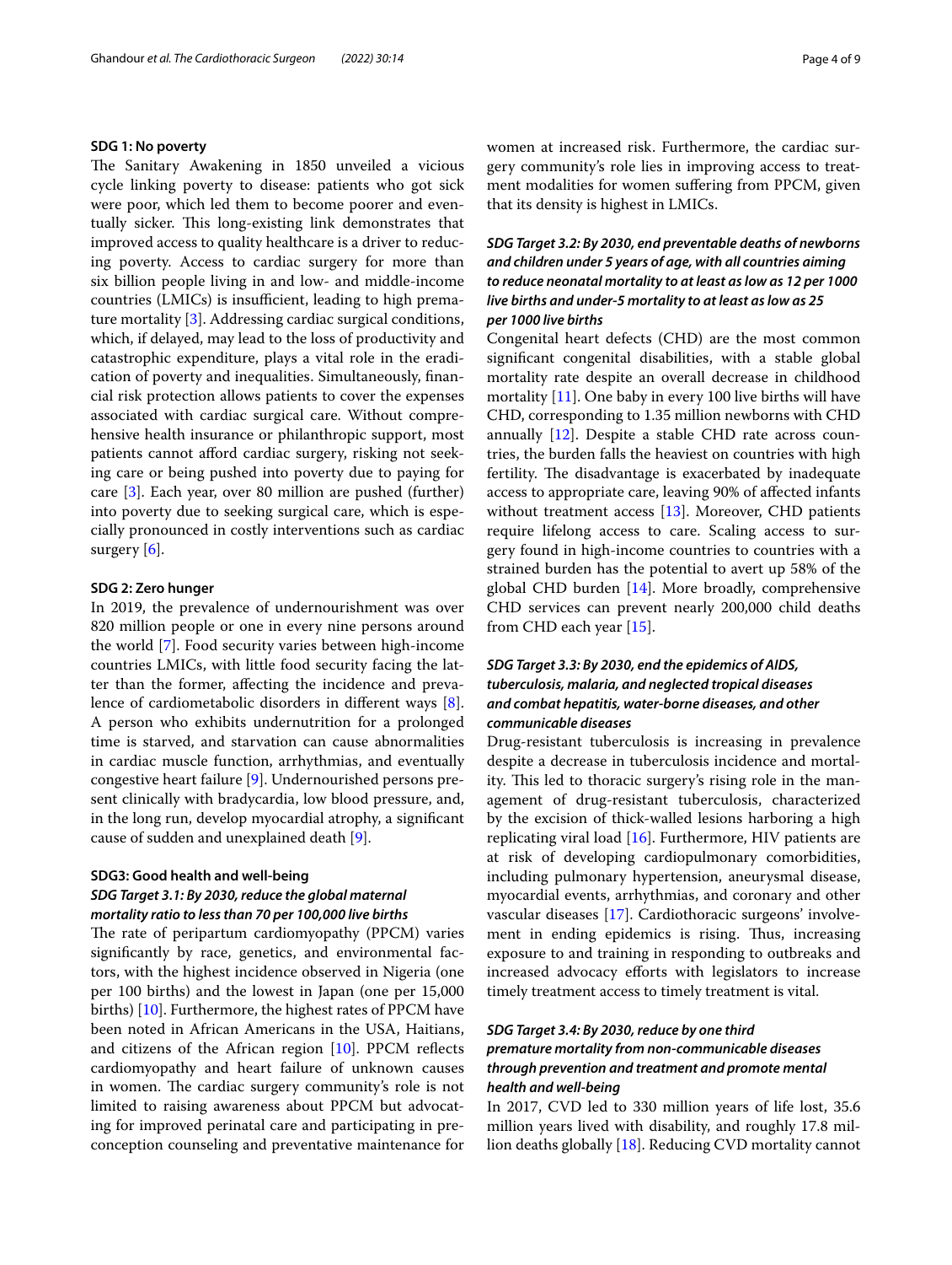### SDG 1: No poverty

The Sanitary Awakening in 1850 unveiled a vicious cycle linking poverty to disease: patients who got sick were poor, which led them to become poorer and eventually sicker. This long-existing link demonstrates that improved access to quality healthcare is a driver to reducing poverty. Access to cardiac surgery for more than six billion people living in and low- and middle-income countries (LMICs) is insufficient, leading to high premature mortality [3]. Addressing cardiac surgical conditions, which, if delayed, may lead to the loss of productivity and catastrophic expenditure, plays a vital role in the eradication of poverty and inequalities. Simultaneously, financial risk protection allows patients to cover the expenses associated with cardiac surgical care. Without comprehensive health insurance or philanthropic support, most patients cannot afford cardiac surgery, risking not seeking care or being pushed into poverty due to paying for care [3]. Each year, over 80 million are pushed (further) into poverty due to seeking surgical care, which is especially pronounced in costly interventions such as cardiac surgery [6].

### SDG 2: Zero hunger

In 2019, the prevalence of undernourishment was over 820 million people or one in every nine persons around the world [7]. Food security varies between high-income countries LMICs, with little food security facing the latter than the former, affecting the incidence and prevalence of cardiometabolic disorders in different ways [8]. A person who exhibits undernutrition for a prolonged time is starved, and starvation can cause abnormalities in cardiac muscle function, arrhythmias, and eventually congestive heart failure [9]. Undernourished persons present clinically with bradycardia, low blood pressure, and, in the long run, develop myocardial atrophy, a significant cause of sudden and unexplained death [9].

### SDG3: Good health and well-being

#### *SDG Target 3.1: By 2030, reduce the global maternal mortality ratio to less than 70 per 100,000 live births*

The rate of peripartum cardiomyopathy (PPCM) varies significantly by race, genetics, and environmental factors, with the highest incidence observed in Nigeria (one per 100 births) and the lowest in Japan (one per 15,000 births) [10]. Furthermore, the highest rates of PPCM have been noted in African Americans in the USA, Haitians, and citizens of the African region [10]. PPCM reflects cardiomyopathy and heart failure of unknown causes in women. The cardiac surgery community's role is not limited to raising awareness about PPCM but advocating for improved perinatal care and participating in preconception counseling and preventative maintenance for women at increased risk. Furthermore, the cardiac surgery community's role lies in improving access to treatment modalities for women suffering from PPCM, given that its density is highest in LMICs.

#### *SDG Target 3.2: By 2030, end preventable deaths of newborns and children under 5 years of age, with all countries aiming to reduce neonatal mortality to at least as low as 12 per 1000 live births and under-5 mortality to at least as low as 25 per 1000 live births*

Congenital heart defects (CHD) are the most common significant congenital disabilities, with a stable global mortality rate despite an overall decrease in childhood mortality [11]. One baby in every 100 live births will have CHD, corresponding to 1.35 million newborns with CHD annually [12]. Despite a stable CHD rate across countries, the burden falls the heaviest on countries with high fertility. The disadvantage is exacerbated by inadequate access to appropriate care, leaving 90% of affected infants without treatment access [13]. Moreover, CHD patients require lifelong access to care. Scaling access to surgery found in high-income countries to countries with a strained burden has the potential to avert up 58% of the global CHD burden [14]. More broadly, comprehensive CHD services can prevent nearly 200,000 child deaths from CHD each year [15].

#### *SDG Target 3.3: By 2030, end the epidemics of AIDS, tuberculosis, malaria, and neglected tropical diseases and combat hepatitis, water-borne diseases, and other communicable diseases*

Drug-resistant tuberculosis is increasing in prevalence despite a decrease in tuberculosis incidence and mortality. This led to thoracic surgery's rising role in the management of drug-resistant tuberculosis, characterized by the excision of thick-walled lesions harboring a high replicating viral load [16]. Furthermore, HIV patients are at risk of developing cardiopulmonary comorbidities, including pulmonary hypertension, aneurysmal disease, myocardial events, arrhythmias, and coronary and other vascular diseases [17]. Cardiothoracic surgeons' involvement in ending epidemics is rising. Thus, increasing exposure to and training in responding to outbreaks and increased advocacy efforts with legislators to increase timely treatment access to timely treatment is vital.

#### *SDG Target 3.4: By 2030, reduce by one third premature mortality from non-communicable diseases through prevention and treatment and promote mental health and well-being*

In 2017, CVD led to 330 million years of life lost, 35.6 million years lived with disability, and roughly 17.8 million deaths globally [18]. Reducing CVD mortality cannot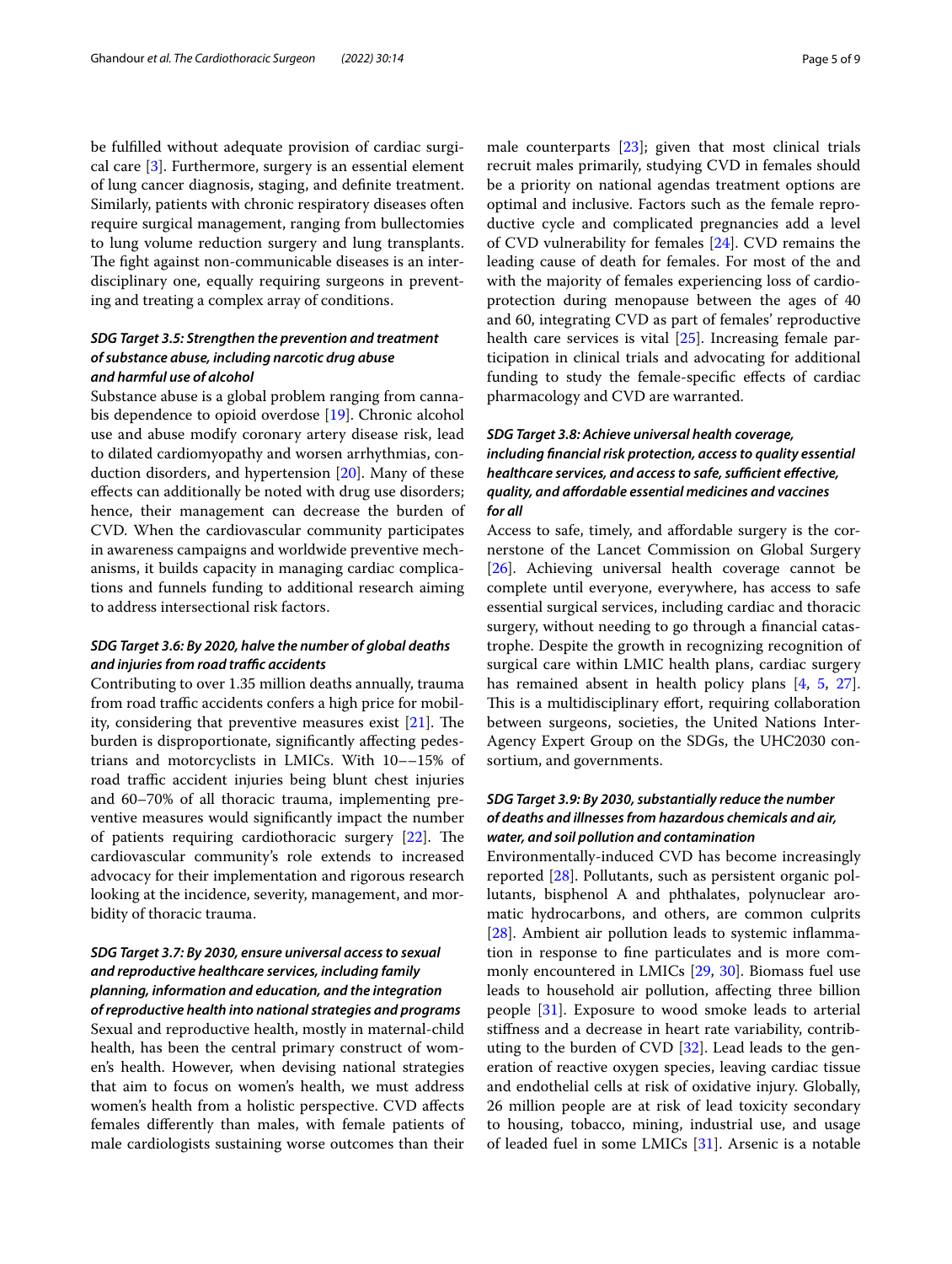be fulfilled without adequate provision of cardiac surgical care [3]. Furthermore, surgery is an essential element of lung cancer diagnosis, staging, and definite treatment. Similarly, patients with chronic respiratory diseases often require surgical management, ranging from bullectomies to lung volume reduction surgery and lung transplants. The fight against non-communicable diseases is an interdisciplinary one, equally requiring surgeons in preventing and treating a complex array of conditions.

### *SDG Target 3.5: Strengthen the prevention and treatment of substance abuse, including narcotic drug abuse and harmful use of alcohol*

Substance abuse is a global problem ranging from cannabis dependence to opioid overdose [19]. Chronic alcohol use and abuse modify coronary artery disease risk, lead to dilated cardiomyopathy and worsen arrhythmias, conduction disorders, and hypertension [20]. Many of these effects can additionally be noted with drug use disorders; hence, their management can decrease the burden of CVD. When the cardiovascular community participates in awareness campaigns and worldwide preventive mechanisms, it builds capacity in managing cardiac complications and funnels funding to additional research aiming to address intersectional risk factors.

### *SDG Target 3.6: By 2020, halve the number of global deaths and injuries from road traffic accidents*

Contributing to over 1.35 million deaths annually, trauma from road traffic accidents confers a high price for mobility, considering that preventive measures exist [21]. The burden is disproportionate, significantly affecting pedestrians and motorcyclists in LMICs. With 10−−15% of road traffic accident injuries being blunt chest injuries and 60–70% of all thoracic trauma, implementing preventive measures would significantly impact the number of patients requiring cardiothoracic surgery [22]. The cardiovascular community's role extends to increased advocacy for their implementation and rigorous research looking at the incidence, severity, management, and morbidity of thoracic trauma.

### *SDG Target 3.7: By 2030, ensure universal access to sexual and reproductive healthcare services, including family planning, information and education, and the integration of reproductive health into national strategies and programs*

Sexual and reproductive health, mostly in maternal-child health, has been the central primary construct of women's health. However, when devising national strategies that aim to focus on women's health, we must address women's health from a holistic perspective. CVD affects females differently than males, with female patients of male cardiologists sustaining worse outcomes than their male counterparts [23]; given that most clinical trials recruit males primarily, studying CVD in females should be a priority on national agendas treatment options are optimal and inclusive. Factors such as the female reproductive cycle and complicated pregnancies add a level of CVD vulnerability for females [24]. CVD remains the leading cause of death for females. For most of the and with the majority of females experiencing loss of cardioprotection during menopause between the ages of 40 and 60, integrating CVD as part of females' reproductive health care services is vital [25]. Increasing female participation in clinical trials and advocating for additional funding to study the female-specific effects of cardiac pharmacology and CVD are warranted.

### *SDG Target 3.8: Achieve universal health coverage, including financial risk protection, access to quality essential healthcare services, and access to safe, sufficient effective, quality, and affordable essential medicines and vaccines for all*

Access to safe, timely, and affordable surgery is the cornerstone of the Lancet Commission on Global Surgery [26]. Achieving universal health coverage cannot be complete until everyone, everywhere, has access to safe essential surgical services, including cardiac and thoracic surgery, without needing to go through a financial catastrophe. Despite the growth in recognizing recognition of surgical care within LMIC health plans, cardiac surgery has remained absent in health policy plans [4, 5, 27]. This is a multidisciplinary effort, requiring collaboration between surgeons, societies, the United Nations Inter-Agency Expert Group on the SDGs, the UHC2030 consortium, and governments.

### *SDG Target 3.9: By 2030, substantially reduce the number of deaths and illnesses from hazardous chemicals and air, water, and soil pollution and contamination*

Environmentally-induced CVD has become increasingly reported [28]. Pollutants, such as persistent organic pollutants, bisphenol A and phthalates, polynuclear aromatic hydrocarbons, and others, are common culprits [28]. Ambient air pollution leads to systemic inflammation in response to fine particulates and is more commonly encountered in LMICs [29, 30]. Biomass fuel use leads to household air pollution, affecting three billion people [31]. Exposure to wood smoke leads to arterial stiffness and a decrease in heart rate variability, contributing to the burden of CVD [32]. Lead leads to the generation of reactive oxygen species, leaving cardiac tissue and endothelial cells at risk of oxidative injury. Globally, 26 million people are at risk of lead toxicity secondary to housing, tobacco, mining, industrial use, and usage of leaded fuel in some LMICs [31]. Arsenic is a notable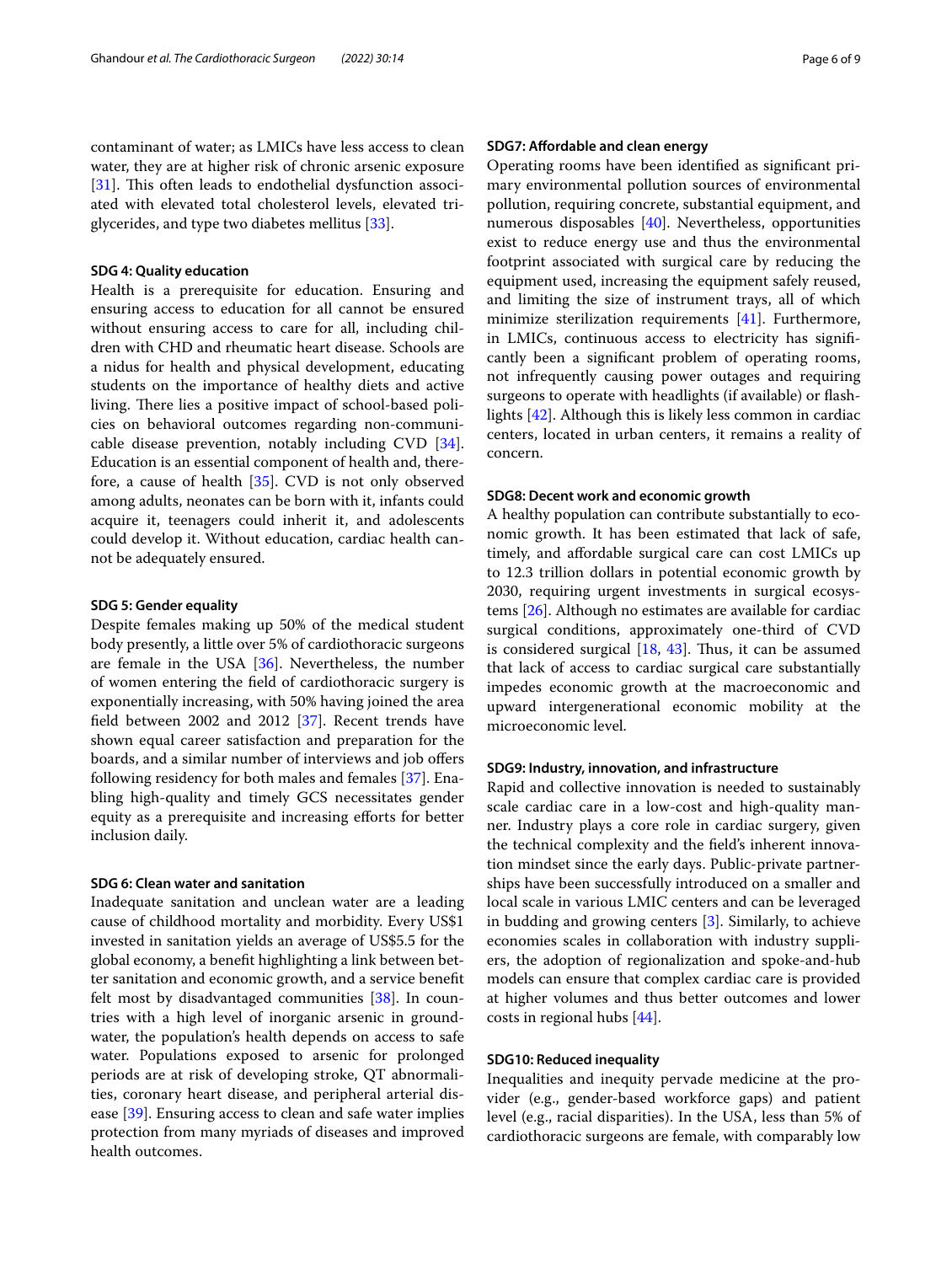contaminant of water; as LMICs have less access to clean water, they are at higher risk of chronic arsenic exposure [31]. This often leads to endothelial dysfunction associated with elevated total cholesterol levels, elevated triglycerides, and type two diabetes mellitus [33].

### SDG 4: Quality education

Health is a prerequisite for education. Ensuring and ensuring access to education for all cannot be ensured without ensuring access to care for all, including children with CHD and rheumatic heart disease. Schools are a nidus for health and physical development, educating students on the importance of healthy diets and active living. There lies a positive impact of school-based policies on behavioral outcomes regarding non-communicable disease prevention, notably including CVD [34]. Education is an essential component of health and, therefore, a cause of health [35]. CVD is not only observed among adults, neonates can be born with it, infants could acquire it, teenagers could inherit it, and adolescents could develop it. Without education, cardiac health cannot be adequately ensured.

### SDG 5: Gender equality

Despite females making up 50% of the medical student body presently, a little over 5% of cardiothoracic surgeons are female in the USA [36]. Nevertheless, the number of women entering the field of cardiothoracic surgery is exponentially increasing, with 50% having joined the area field between 2002 and 2012 [37]. Recent trends have shown equal career satisfaction and preparation for the boards, and a similar number of interviews and job offers following residency for both males and females [37]. Enabling high-quality and timely GCS necessitates gender equity as a prerequisite and increasing efforts for better inclusion daily.

### SDG 6: Clean water and sanitation

Inadequate sanitation and unclean water are a leading cause of childhood mortality and morbidity. Every US$1 invested in sanitation yields an average of US$5.5 for the global economy, a benefit highlighting a link between better sanitation and economic growth, and a service benefit felt most by disadvantaged communities [38]. In countries with a high level of inorganic arsenic in groundwater, the population's health depends on access to safe water. Populations exposed to arsenic for prolonged periods are at risk of developing stroke, QT abnormalities, coronary heart disease, and peripheral arterial disease [39]. Ensuring access to clean and safe water implies protection from many myriads of diseases and improved health outcomes.

### SDG7: Affordable and clean energy

Operating rooms have been identified as significant primary environmental pollution sources of environmental pollution, requiring concrete, substantial equipment, and numerous disposables [40]. Nevertheless, opportunities exist to reduce energy use and thus the environmental footprint associated with surgical care by reducing the equipment used, increasing the equipment safely reused, and limiting the size of instrument trays, all of which minimize sterilization requirements [41]. Furthermore, in LMICs, continuous access to electricity has significantly been a significant problem of operating rooms, not infrequently causing power outages and requiring surgeons to operate with headlights (if available) or flashlights [42]. Although this is likely less common in cardiac centers, located in urban centers, it remains a reality of concern.

### SDG8: Decent work and economic growth

A healthy population can contribute substantially to economic growth. It has been estimated that lack of safe, timely, and affordable surgical care can cost LMICs up to 12.3 trillion dollars in potential economic growth by 2030, requiring urgent investments in surgical ecosystems [26]. Although no estimates are available for cardiac surgical conditions, approximately one-third of CVD is considered surgical [18, 43]. Thus, it can be assumed that lack of access to cardiac surgical care substantially impedes economic growth at the macroeconomic and upward intergenerational economic mobility at the microeconomic level.

### SDG9: Industry, innovation, and infrastructure

Rapid and collective innovation is needed to sustainably scale cardiac care in a low-cost and high-quality manner. Industry plays a core role in cardiac surgery, given the technical complexity and the field's inherent innovation mindset since the early days. Public-private partnerships have been successfully introduced on a smaller and local scale in various LMIC centers and can be leveraged in budding and growing centers [3]. Similarly, to achieve economies scales in collaboration with industry suppliers, the adoption of regionalization and spoke-and-hub models can ensure that complex cardiac care is provided at higher volumes and thus better outcomes and lower costs in regional hubs [44].

### SDG10: Reduced inequality

Inequalities and inequity pervade medicine at the provider (e.g., gender-based workforce gaps) and patient level (e.g., racial disparities). In the USA, less than 5% of cardiothoracic surgeons are female, with comparably low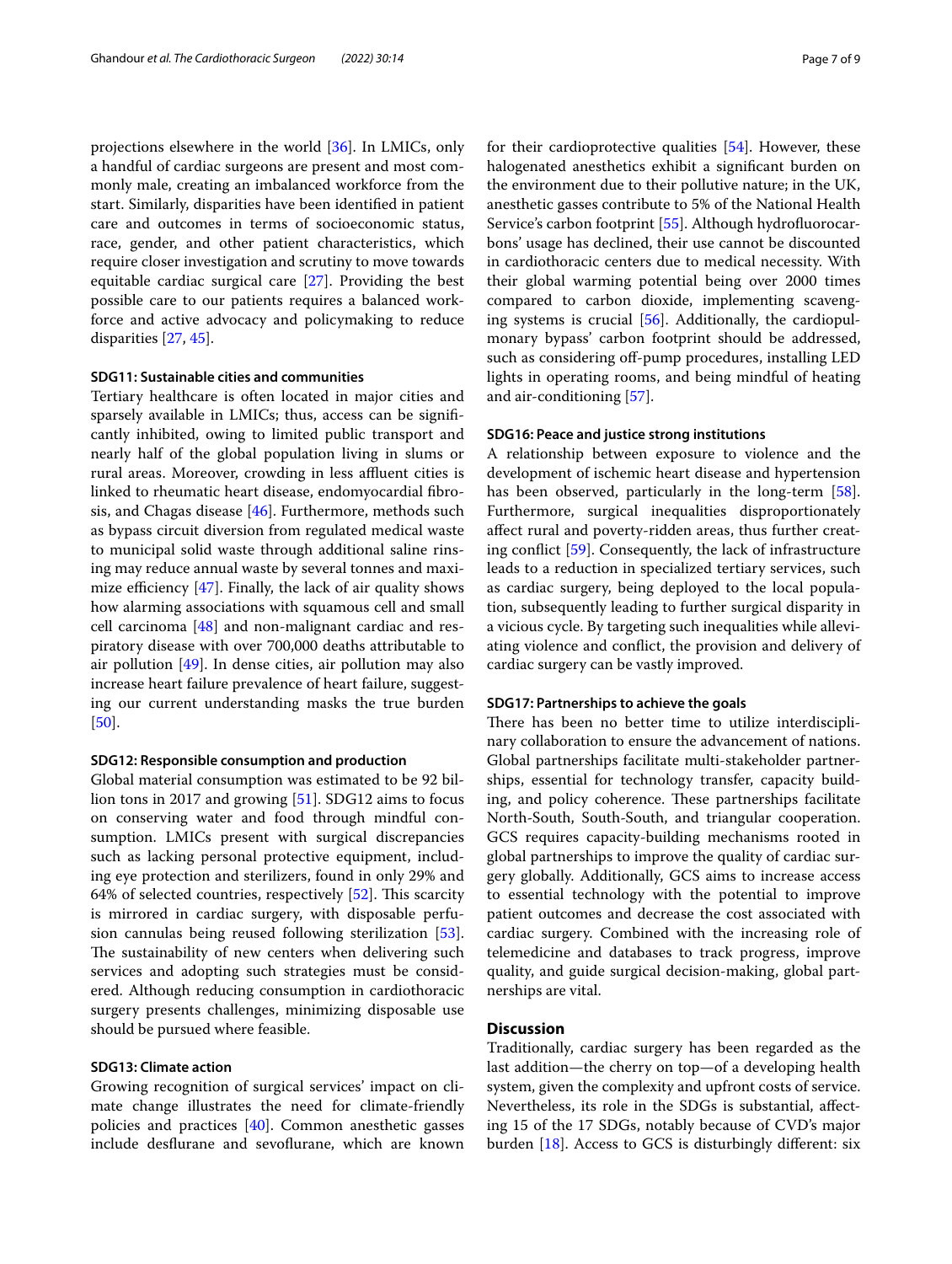projections elsewhere in the world [36]. In LMICs, only a handful of cardiac surgeons are present and most commonly male, creating an imbalanced workforce from the start. Similarly, disparities have been identified in patient care and outcomes in terms of socioeconomic status, race, gender, and other patient characteristics, which require closer investigation and scrutiny to move towards equitable cardiac surgical care [27]. Providing the best possible care to our patients requires a balanced workforce and active advocacy and policymaking to reduce disparities [27, 45].

#### SDG11: Sustainable cities and communities

Tertiary healthcare is often located in major cities and sparsely available in LMICs; thus, access can be significantly inhibited, owing to limited public transport and nearly half of the global population living in slums or rural areas. Moreover, crowding in less affluent cities is linked to rheumatic heart disease, endomyocardial fibrosis, and Chagas disease [46]. Furthermore, methods such as bypass circuit diversion from regulated medical waste to municipal solid waste through additional saline rinsing may reduce annual waste by several tonnes and maximize efficiency [47]. Finally, the lack of air quality shows how alarming associations with squamous cell and small cell carcinoma [48] and non-malignant cardiac and respiratory disease with over 700,000 deaths attributable to air pollution [49]. In dense cities, air pollution may also increase heart failure prevalence of heart failure, suggesting our current understanding masks the true burden [50].

#### SDG12: Responsible consumption and production

Global material consumption was estimated to be 92 billion tons in 2017 and growing [51]. SDG12 aims to focus on conserving water and food through mindful consumption. LMICs present with surgical discrepancies such as lacking personal protective equipment, including eye protection and sterilizers, found in only 29% and 64% of selected countries, respectively [52]. This scarcity is mirrored in cardiac surgery, with disposable perfusion cannulas being reused following sterilization [53]. The sustainability of new centers when delivering such services and adopting such strategies must be considered. Although reducing consumption in cardiothoracic surgery presents challenges, minimizing disposable use should be pursued where feasible.

#### SDG13: Climate action

Growing recognition of surgical services' impact on climate change illustrates the need for climate-friendly policies and practices [40]. Common anesthetic gasses include desflurane and sevoflurane, which are known for their cardioprotective qualities [54]. However, these halogenated anesthetics exhibit a significant burden on the environment due to their pollutive nature; in the UK, anesthetic gasses contribute to 5% of the National Health Service's carbon footprint [55]. Although hydrofluorocarbons' usage has declined, their use cannot be discounted in cardiothoracic centers due to medical necessity. With their global warming potential being over 2000 times compared to carbon dioxide, implementing scavenging systems is crucial [56]. Additionally, the cardiopulmonary bypass' carbon footprint should be addressed, such as considering off-pump procedures, installing LED lights in operating rooms, and being mindful of heating and air-conditioning [57].

#### SDG16: Peace and justice strong institutions

A relationship between exposure to violence and the development of ischemic heart disease and hypertension has been observed, particularly in the long-term [58]. Furthermore, surgical inequalities disproportionately affect rural and poverty-ridden areas, thus further creating conflict [59]. Consequently, the lack of infrastructure leads to a reduction in specialized tertiary services, such as cardiac surgery, being deployed to the local population, subsequently leading to further surgical disparity in a vicious cycle. By targeting such inequalities while alleviating violence and conflict, the provision and delivery of cardiac surgery can be vastly improved.

#### SDG17: Partnerships to achieve the goals

There has been no better time to utilize interdisciplinary collaboration to ensure the advancement of nations. Global partnerships facilitate multi-stakeholder partnerships, essential for technology transfer, capacity building, and policy coherence. These partnerships facilitate North-South, South-South, and triangular cooperation. GCS requires capacity-building mechanisms rooted in global partnerships to improve the quality of cardiac surgery globally. Additionally, GCS aims to increase access to essential technology with the potential to improve patient outcomes and decrease the cost associated with cardiac surgery. Combined with the increasing role of telemedicine and databases to track progress, improve quality, and guide surgical decision-making, global partnerships are vital.

## Discussion

Traditionally, cardiac surgery has been regarded as the last addition—the cherry on top—of a developing health system, given the complexity and upfront costs of service. Nevertheless, its role in the SDGs is substantial, affecting 15 of the 17 SDGs, notably because of CVD's major burden [18]. Access to GCS is disturbingly different: six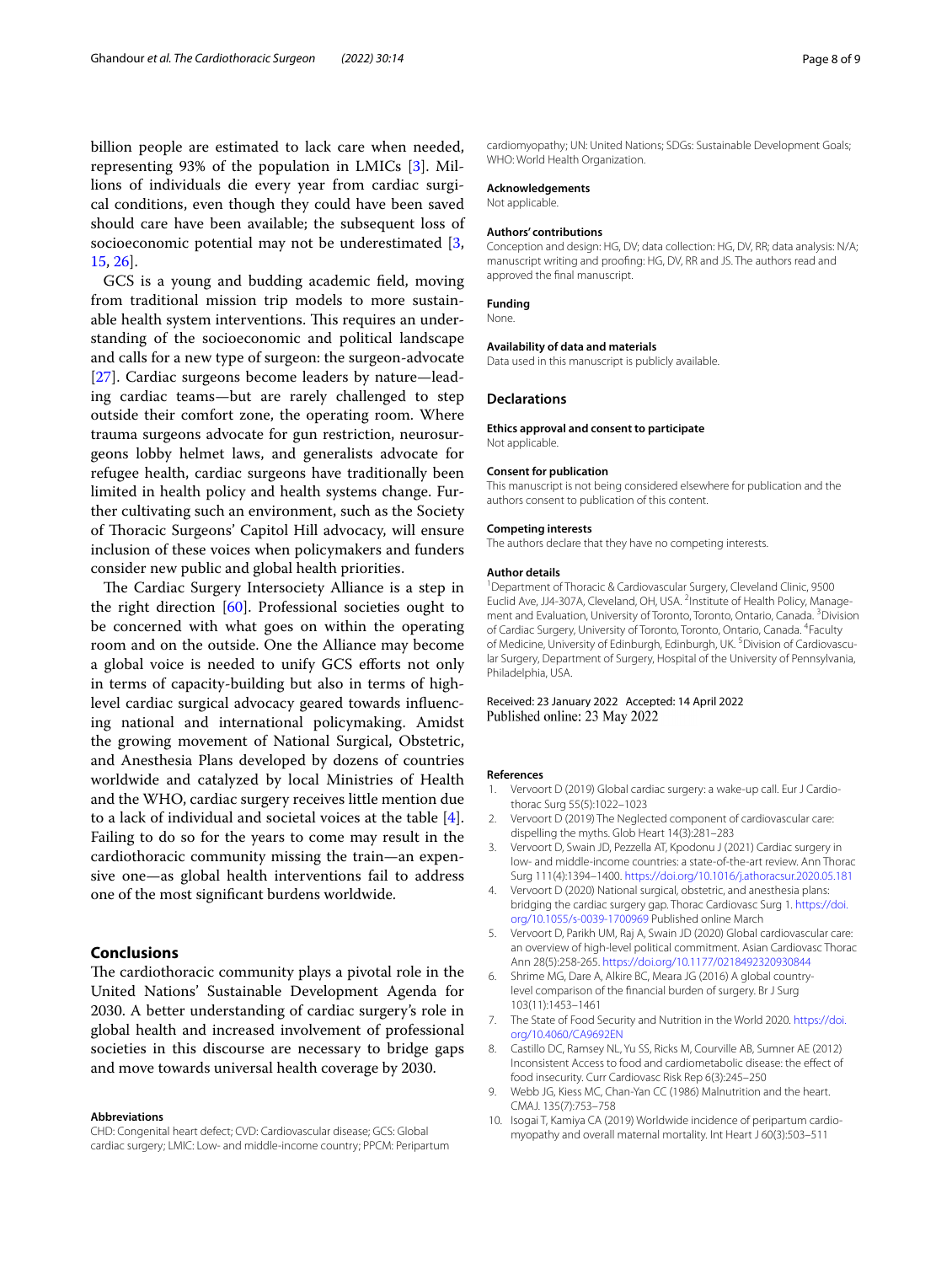billion people are estimated to lack care when needed, representing 93% of the population in LMICs [3]. Millions of individuals die every year from cardiac surgical conditions, even though they could have been saved should care have been available; the subsequent loss of socioeconomic potential may not be underestimated [3, 15, 26].

GCS is a young and budding academic field, moving from traditional mission trip models to more sustainable health system interventions. This requires an understanding of the socioeconomic and political landscape and calls for a new type of surgeon: the surgeon-advocate [27]. Cardiac surgeons become leaders by nature—leading cardiac teams—but are rarely challenged to step outside their comfort zone, the operating room. Where trauma surgeons advocate for gun restriction, neurosurgeons lobby helmet laws, and generalists advocate for refugee health, cardiac surgeons have traditionally been limited in health policy and health systems change. Further cultivating such an environment, such as the Society of Thoracic Surgeons' Capitol Hill advocacy, will ensure inclusion of these voices when policymakers and funders consider new public and global health priorities.

The Cardiac Surgery Intersociety Alliance is a step in the right direction [60]. Professional societies ought to be concerned with what goes on within the operating room and on the outside. One the Alliance may become a global voice is needed to unify GCS efforts not only in terms of capacity-building but also in terms of high-level cardiac surgical advocacy geared towards influencing national and international policymaking. Amidst the growing movement of National Surgical, Obstetric, and Anesthesia Plans developed by dozens of countries worldwide and catalyzed by local Ministries of Health and the WHO, cardiac surgery receives little mention due to a lack of individual and societal voices at the table [4]. Failing to do so for the years to come may result in the cardiothoracic community missing the train—an expensive one—as global health interventions fail to address one of the most significant burdens worldwide.

## Conclusions

The cardiothoracic community plays a pivotal role in the United Nations' Sustainable Development Agenda for 2030. A better understanding of cardiac surgery's role in global health and increased involvement of professional societies in this discourse are necessary to bridge gaps and move towards universal health coverage by 2030.

#### Abbreviations

CHD: Congenital heart defect; CVD: Cardiovascular disease; GCS: Global cardiac surgery; LMIC: Low- and middle-income country; PPCM: Peripartum cardiomyopathy; UN: United Nations; SDGs: Sustainable Development Goals; WHO: World Health Organization.

#### Acknowledgements

Not applicable.

#### Authors' contributions

Conception and design: HG, DV; data collection: HG, DV, RR; data analysis: N/A; manuscript writing and proofing: HG, DV, RR and JS. The authors read and approved the final manuscript.

#### Funding

None.

#### Availability of data and materials

Data used in this manuscript is publicly available.

### Declarations

#### Ethics approval and consent to participate

Not applicable.

#### Consent for publication

This manuscript is not being considered elsewhere for publication and the authors consent to publication of this content.

#### Competing interests

The authors declare that they have no competing interests.

#### Author details

[1]Department of Thoracic & Cardiovascular Surgery, Cleveland Clinic, 9500 Euclid Ave, JJ4-307A, Cleveland, OH, USA. [2]Institute of Health Policy, Management and Evaluation, University of Toronto, Toronto, Ontario, Canada. [3]Division of Cardiac Surgery, University of Toronto, Toronto, Ontario, Canada. [4]Faculty of Medicine, University of Edinburgh, Edinburgh, UK. [5]Division of Cardiovascular Surgery, Department of Surgery, Hospital of the University of Pennsylvania, Philadelphia, USA.

Received: 23 January 2022 Accepted: 14 April 2022
Published online: 23 May 2022

#### References

1. Vervoort D (2019) Global cardiac surgery: a wake-up call. Eur J Cardiothorac Surg 55(5):1022–1023
2. Vervoort D (2019) The Neglected component of cardiovascular care: dispelling the myths. Glob Heart 14(3):281–283
3. Vervoort D, Swain JD, Pezzella AT, Kpodonu J (2021) Cardiac surgery in low- and middle-income countries: a state-of-the-art review. Ann Thorac Surg 111(4):1394–1400. https://doi.org/10.1016/j.athoracsur.2020.05.181
4. Vervoort D (2020) National surgical, obstetric, and anesthesia plans: bridging the cardiac surgery gap. Thorac Cardiovasc Surg 1. https://doi.org/10.1055/s-0039-1700969 Published online March
5. Vervoort D, Parikh UM, Raj A, Swain JD (2020) Global cardiovascular care: an overview of high-level political commitment. Asian Cardiovasc Thorac Ann 28(5):258-265. https://doi.org/10.1177/0218492320930844
6. Shrime MG, Dare A, Alkire BC, Meara JG (2016) A global country-level comparison of the financial burden of surgery. Br J Surg 103(11):1453–1461
7. The State of Food Security and Nutrition in the World 2020. https://doi.org/10.4060/CA9692EN
8. Castillo DC, Ramsey NL, Yu SS, Ricks M, Courville AB, Sumner AE (2012) Inconsistent Access to food and cardiometabolic disease: the effect of food insecurity. Curr Cardiovasc Risk Rep 6(3):245–250
9. Webb JG, Kiess MC, Chan-Yan CC (1986) Malnutrition and the heart. CMAJ. 135(7):753–758
10. Isogai T, Kamiya CA (2019) Worldwide incidence of peripartum cardiomyopathy and overall maternal mortality. Int Heart J 60(3):503–511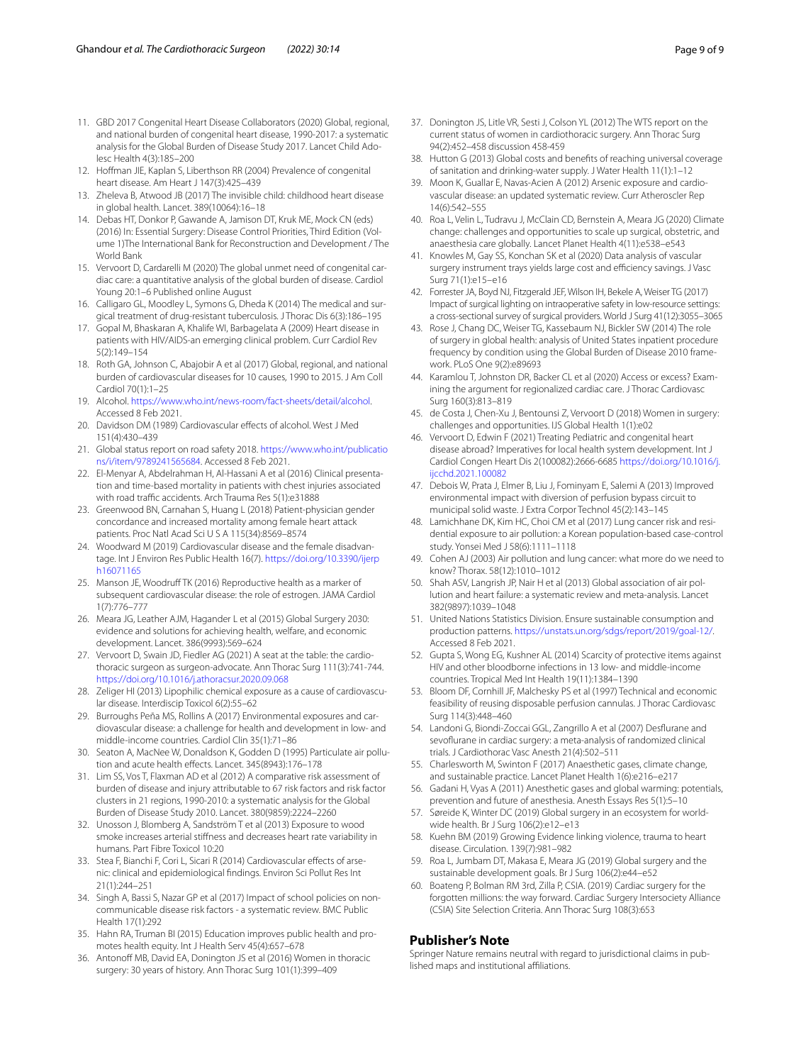11. GBD 2017 Congenital Heart Disease Collaborators (2020) Global, regional, and national burden of congenital heart disease, 1990-2017: a systematic analysis for the Global Burden of Disease Study 2017. Lancet Child Adolesc Health 4(3):185–200
12. Hoffman JIE, Kaplan S, Liberthson RR (2004) Prevalence of congenital heart disease. Am Heart J 147(3):425–439
13. Zheleva B, Atwood JB (2017) The invisible child: childhood heart disease in global health. Lancet. 389(10064):16–18
14. Debas HT, Donkor P, Gawande A, Jamison DT, Kruk ME, Mock CN (eds) (2016) In: Essential Surgery: Disease Control Priorities, Third Edition (Volume 1)The International Bank for Reconstruction and Development / The World Bank
15. Vervoort D, Cardarelli M (2020) The global unmet need of congenital cardiac care: a quantitative analysis of the global burden of disease. Cardiol Young 20:1–6 Published online August
16. Calligaro GL, Moodley L, Symons G, Dheda K (2014) The medical and surgical treatment of drug-resistant tuberculosis. J Thorac Dis 6(3):186–195
17. Gopal M, Bhaskaran A, Khalife WI, Barbagelata A (2009) Heart disease in patients with HIV/AIDS-an emerging clinical problem. Curr Cardiol Rev 5(2):149–154
18. Roth GA, Johnson C, Abajobir A et al (2017) Global, regional, and national burden of cardiovascular diseases for 10 causes, 1990 to 2015. J Am Coll Cardiol 70(1):1–25
19. Alcohol. https://www.who.int/news-room/fact-sheets/detail/alcohol. Accessed 8 Feb 2021.
20. Davidson DM (1989) Cardiovascular effects of alcohol. West J Med 151(4):430–439
21. Global status report on road safety 2018. https://www.who.int/publications/i/item/9789241565684. Accessed 8 Feb 2021.
22. El-Menyar A, Abdelrahman H, Al-Hassani A et al (2016) Clinical presentation and time-based mortality in patients with chest injuries associated with road traffic accidents. Arch Trauma Res 5(1):e31888
23. Greenwood BN, Carnahan S, Huang L (2018) Patient-physician gender concordance and increased mortality among female heart attack patients. Proc Natl Acad Sci U S A 115(34):8569–8574
24. Woodward M (2019) Cardiovascular disease and the female disadvantage. Int J Environ Res Public Health 16(7). https://doi.org/10.3390/ijerph16071165
25. Manson JE, Woodruff TK (2016) Reproductive health as a marker of subsequent cardiovascular disease: the role of estrogen. JAMA Cardiol 1(7):776–777
26. Meara JG, Leather AJM, Hagander L et al (2015) Global Surgery 2030: evidence and solutions for achieving health, welfare, and economic development. Lancet. 386(9993):569–624
27. Vervoort D, Swain JD, Fiedler AG (2021) A seat at the table: the cardiothoracic surgeon as surgeon-advocate. Ann Thorac Surg 111(3):741-744. https://doi.org/10.1016/j.athoracsur.2020.09.068
28. Zeliger HI (2013) Lipophilic chemical exposure as a cause of cardiovascular disease. Interdiscip Toxicol 6(2):55–62
29. Burroughs Peña MS, Rollins A (2017) Environmental exposures and cardiovascular disease: a challenge for health and development in low- and middle-income countries. Cardiol Clin 35(1):71–86
30. Seaton A, MacNee W, Donaldson K, Godden D (1995) Particulate air pollution and acute health effects. Lancet. 345(8943):176–178
31. Lim SS, Vos T, Flaxman AD et al (2012) A comparative risk assessment of burden of disease and injury attributable to 67 risk factors and risk factor clusters in 21 regions, 1990-2010: a systematic analysis for the Global Burden of Disease Study 2010. Lancet. 380(9859):2224–2260
32. Unosson J, Blomberg A, Sandström T et al (2013) Exposure to wood smoke increases arterial stiffness and decreases heart rate variability in humans. Part Fibre Toxicol 10:20
33. Stea F, Bianchi F, Cori L, Sicari R (2014) Cardiovascular effects of arsenic: clinical and epidemiological findings. Environ Sci Pollut Res Int 21(1):244–251
34. Singh A, Bassi S, Nazar GP et al (2017) Impact of school policies on non-communicable disease risk factors - a systematic review. BMC Public Health 17(1):292
35. Hahn RA, Truman BI (2015) Education improves public health and promotes health equity. Int J Health Serv 45(4):657–678
36. Antonoff MB, David EA, Donington JS et al (2016) Women in thoracic surgery: 30 years of history. Ann Thorac Surg 101(1):399–409
37. Donington JS, Litle VR, Sesti J, Colson YL (2012) The WTS report on the current status of women in cardiothoracic surgery. Ann Thorac Surg 94(2):452–458 discussion 458-459
38. Hutton G (2013) Global costs and benefits of reaching universal coverage of sanitation and drinking-water supply. J Water Health 11(1):1–12
39. Moon K, Guallar E, Navas-Acien A (2012) Arsenic exposure and cardiovascular disease: an updated systematic review. Curr Atheroscler Rep 14(6):542–555
40. Roa L, Velin L, Tudravu J, McClain CD, Bernstein A, Meara JG (2020) Climate change: challenges and opportunities to scale up surgical, obstetric, and anaesthesia care globally. Lancet Planet Health 4(11):e538–e543
41. Knowles M, Gay SS, Konchan SK et al (2020) Data analysis of vascular surgery instrument trays yields large cost and efficiency savings. J Vasc Surg 71(1):e15–e16
42. Forrester JA, Boyd NJ, Fitzgerald JEF, Wilson IH, Bekele A, Weiser TG (2017) Impact of surgical lighting on intraoperative safety in low-resource settings: a cross-sectional survey of surgical providers. World J Surg 41(12):3055–3065
43. Rose J, Chang DC, Weiser TG, Kassebaum NJ, Bickler SW (2014) The role of surgery in global health: analysis of United States inpatient procedure frequency by condition using the Global Burden of Disease 2010 framework. PLoS One 9(2):e89693
44. Karamlou T, Johnston DR, Backer CL et al (2020) Access or excess? Examining the argument for regionalized cardiac care. J Thorac Cardiovasc Surg 160(3):813–819
45. de Costa J, Chen-Xu J, Bentounsi Z, Vervoort D (2018) Women in surgery: challenges and opportunities. IJS Global Health 1(1):e02
46. Vervoort D, Edwin F (2021) Treating Pediatric and congenital heart disease abroad? Imperatives for local health system development. Int J Cardiol Congen Heart Dis 2(100082):2666-6685 https://doi.org/10.1016/j.ijcchd.2021.100082
47. Debois W, Prata J, Elmer B, Liu J, Fominyam E, Salemi A (2013) Improved environmental impact with diversion of perfusion bypass circuit to municipal solid waste. J Extra Corpor Technol 45(2):143–145
48. Lamichhane DK, Kim HC, Choi CM et al (2017) Lung cancer risk and residential exposure to air pollution: a Korean population-based case-control study. Yonsei Med J 58(6):1111–1118
49. Cohen AJ (2003) Air pollution and lung cancer: what more do we need to know? Thorax. 58(12):1010–1012
50. Shah ASV, Langrish JP, Nair H et al (2013) Global association of air pollution and heart failure: a systematic review and meta-analysis. Lancet 382(9897):1039–1048
51. United Nations Statistics Division. Ensure sustainable consumption and production patterns. https://unstats.un.org/sdgs/report/2019/goal-12/. Accessed 8 Feb 2021.
52. Gupta S, Wong EG, Kushner AL (2014) Scarcity of protective items against HIV and other bloodborne infections in 13 low- and middle-income countries. Tropical Med Int Health 19(11):1384–1390
53. Bloom DF, Cornhill JF, Malchesky PS et al (1997) Technical and economic feasibility of reusing disposable perfusion cannulas. J Thorac Cardiovasc Surg 114(3):448–460
54. Landoni G, Biondi-Zoccai GGL, Zangrillo A et al (2007) Desflurane and sevoflurane in cardiac surgery: a meta-analysis of randomized clinical trials. J Cardiothorac Vasc Anesth 21(4):502–511
55. Charlesworth M, Swinton F (2017) Anaesthetic gases, climate change, and sustainable practice. Lancet Planet Health 1(6):e216–e217
56. Gadani H, Vyas A (2011) Anesthetic gases and global warming: potentials, prevention and future of anesthesia. Anesth Essays Res 5(1):5–10
57. Søreide K, Winter DC (2019) Global surgery in an ecosystem for worldwide health. Br J Surg 106(2):e12–e13
58. Kuehn BM (2019) Growing Evidence linking violence, trauma to heart disease. Circulation. 139(7):981–982
59. Roa L, Jumbam DT, Makasa E, Meara JG (2019) Global surgery and the sustainable development goals. Br J Surg 106(2):e44–e52
60. Boateng P, Bolman RM 3rd, Zilla P, CSIA. (2019) Cardiac surgery for the forgotten millions: the way forward. Cardiac Surgery Intersociety Alliance (CSIA) Site Selection Criteria. Ann Thorac Surg 108(3):653

## Publisher's Note

Springer Nature remains neutral with regard to jurisdictional claims in published maps and institutional affiliations.